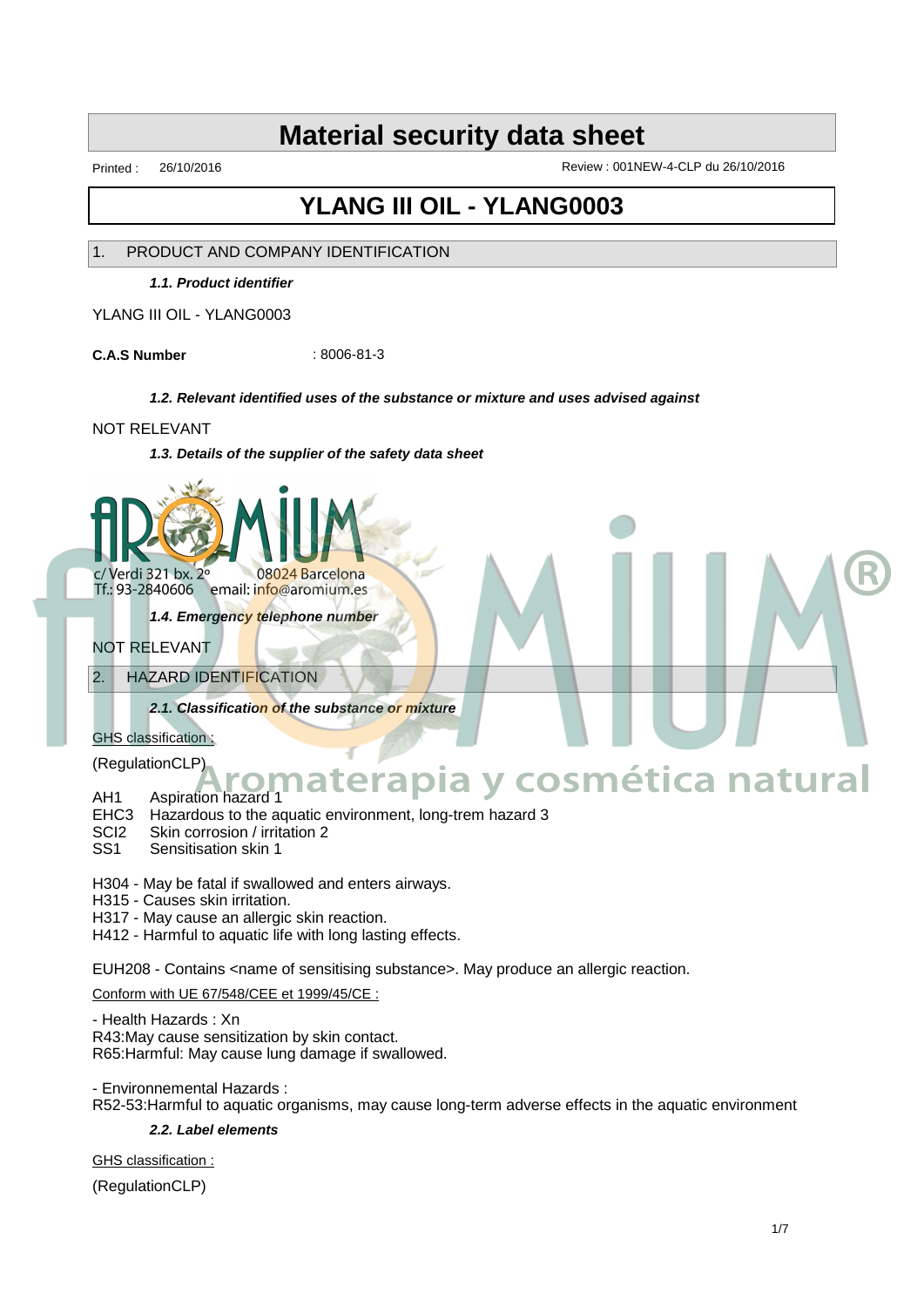# Material security data sheet

Printed : 26/10/2016

Review : 001NEW-4-CLP du 26/10/2016

# YLANG III OIL - YLANG0003

## 1. PRODUCT AND COMPANY IDENTIFICATION

***1.1. Product identifier***

YLANG III OIL - YLANG0003

**C.A.S Number** : 8006-81-3

***1.2. Relevant identified uses of the substance or mixture and uses advised against***

NOT RELEVANT

***1.3. Details of the supplier of the safety data sheet***

AROMIUM

c/ Verdi 321 bx. 2º 08024 Barcelona
Tf.: 93-2840606 email: info@aromium.es

Aromaterapia y cosmética natural

***1.4. Emergency telephone number***

NOT RELEVANT

## 2. HAZARD IDENTIFICATION

***2.1. Classification of the substance or mixture***

GHS classification :

(RegulationCLP)

AH1 Aspiration hazard 1
EHC3 Hazardous to the aquatic environment, long-trem hazard 3
SCI2 Skin corrosion / irritation 2
SS1 Sensitisation skin 1

H304 - May be fatal if swallowed and enters airways.
H315 - Causes skin irritation.
H317 - May cause an allergic skin reaction.
H412 - Harmful to aquatic life with long lasting effects.

EUH208 - Contains <name of sensitising substance>. May produce an allergic reaction.

Conform with UE 67/548/CEE et 1999/45/CE :

- Health Hazards : Xn
R43:May cause sensitization by skin contact.
R65:Harmful: May cause lung damage if swallowed.

- Environnemental Hazards :
R52-53:Harmful to aquatic organisms, may cause long-term adverse effects in the aquatic environment

***2.2. Label elements***

GHS classification :

(RegulationCLP)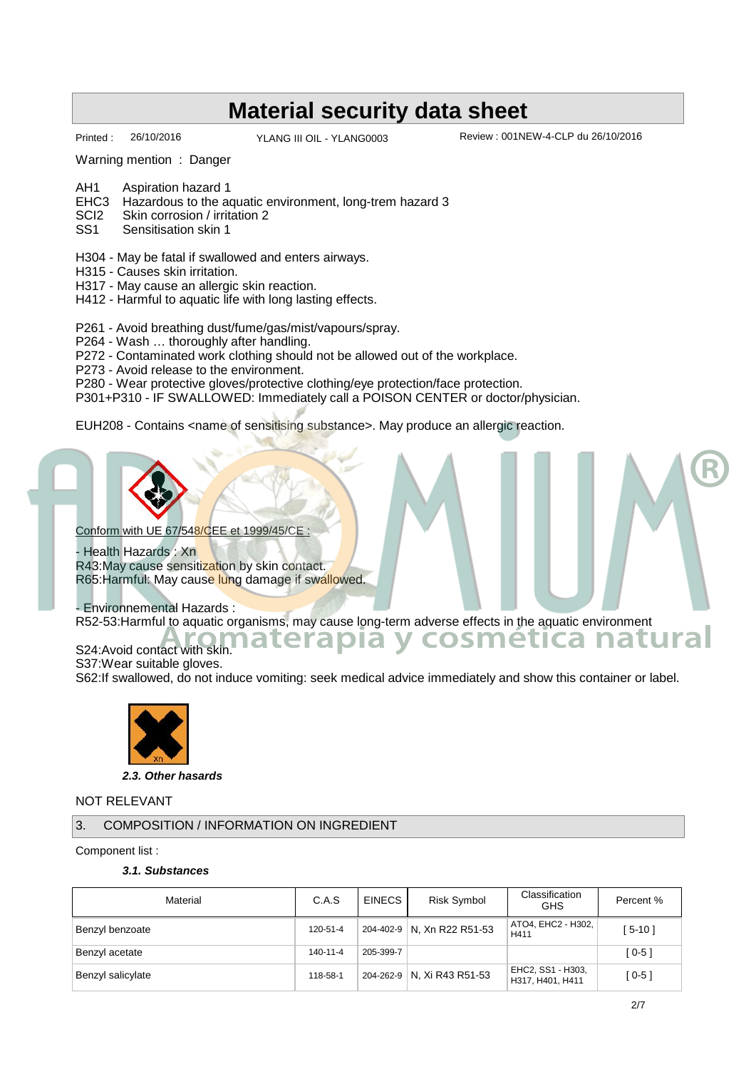# Material security data sheet

Printed : 26/10/2016 YLANG III OIL - YLANG0003 Review : 001NEW-4-CLP du 26/10/2016

Warning mention : Danger

AH1 Aspiration hazard 1
EHC3 Hazardous to the aquatic environment, long-trem hazard 3
SCI2 Skin corrosion / irritation 2
SS1 Sensitisation skin 1

H304 - May be fatal if swallowed and enters airways.
H315 - Causes skin irritation.
H317 - May cause an allergic skin reaction.
H412 - Harmful to aquatic life with long lasting effects.

P261 - Avoid breathing dust/fume/gas/mist/vapours/spray.
P264 - Wash … thoroughly after handling.
P272 - Contaminated work clothing should not be allowed out of the workplace.
P273 - Avoid release to the environment.
P280 - Wear protective gloves/protective clothing/eye protection/face protection.
P301+P310 - IF SWALLOWED: Immediately call a POISON CENTER or doctor/physician.

EUH208 - Contains <name of sensitising substance>. May produce an allergic reaction.

Conform with UE 67/548/CEE et 1999/45/CE :

- Health Hazards : Xn
R43:May cause sensitization by skin contact.
R65:Harmful: May cause lung damage if swallowed.

- Environnemental Hazards :
R52-53:Harmful to aquatic organisms, may cause long-term adverse effects in the aquatic environment

S24:Avoid contact with skin.
S37:Wear suitable gloves.
S62:If swallowed, do not induce vomiting: seek medical advice immediately and show this container or label.

### *2.3. Other hazards*

NOT RELEVANT

## 3. COMPOSITION / INFORMATION ON INGREDIENT

Component list :

### *3.1. Substances*

| Material | C.A.S | EINECS | Risk Symbol | Classification GHS | Percent % |
|---|---|---|---|---|---|
| Benzyl benzoate | 120-51-4 | 204-402-9 | N, Xn R22 R51-53 | ATO4, EHC2 - H302, H411 | [ 5-10 ] |
| Benzyl acetate | 140-11-4 | 205-399-7 | | | [ 0-5 ] |
| Benzyl salicylate | 118-58-1 | 204-262-9 | N, Xi R43 R51-53 | EHC2, SS1 - H303, H317, H401, H411 | [ 0-5 ] |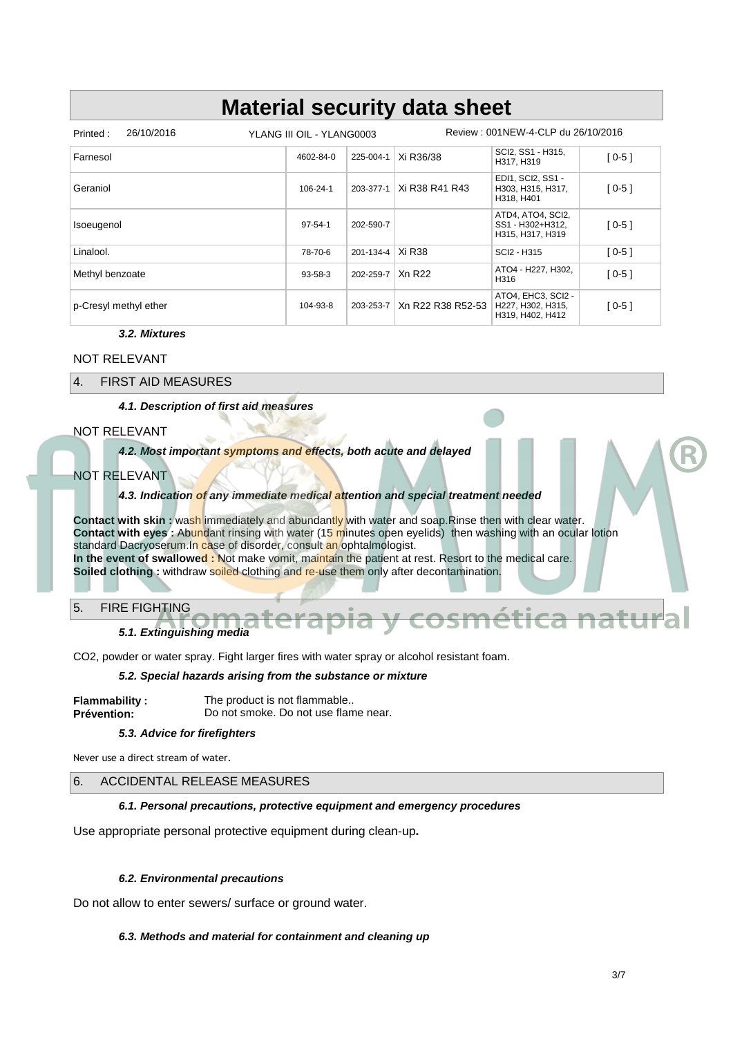# Material security data sheet

Printed : 26/10/2016 YLANG III OIL - YLANG0003 Review : 001NEW-4-CLP du 26/10/2016

| | | | | | |
|---|---|---|---|---|---|
| Farnesol | 4602-84-0 | 225-004-1 | Xi R36/38 | SCI2, SS1 - H315, H317, H319 | [ 0-5 ] |
| Geraniol | 106-24-1 | 203-377-1 | Xi R38 R41 R43 | EDI1, SCI2, SS1 - H303, H315, H317, H318, H401 | [ 0-5 ] |
| Isoeugenol | 97-54-1 | 202-590-7 | | ATD4, ATO4, SCI2, SS1 - H302+H312, H315, H317, H319 | [ 0-5 ] |
| Linalool. | 78-70-6 | 201-134-4 | Xi R38 | SCI2 - H315 | [ 0-5 ] |
| Methyl benzoate | 93-58-3 | 202-259-7 | Xn R22 | ATO4 - H227, H302, H316 | [ 0-5 ] |
| p-Cresyl methyl ether | 104-93-8 | 203-253-7 | Xn R22 R38 R52-53 | ATO4, EHC3, SCI2 - H227, H302, H315, H319, H402, H412 | [ 0-5 ] |

### *3.2. Mixtures*

NOT RELEVANT

## 4. FIRST AID MEASURES

### *4.1. Description of first aid measures*

NOT RELEVANT

### *4.2. Most important symptoms and effects, both acute and delayed*

NOT RELEVANT

### *4.3. Indication of any immediate medical attention and special treatment needed*

**Contact with skin :** wash immediately and abundantly with water and soap.Rinse then with clear water.
**Contact with eyes :** Abundant rinsing with water (15 minutes open eyelids) then washing with an ocular lotion standard Dacryoserum.In case of disorder, consult an ophtalmologist.
**In the event of swallowed :** Not make vomit, maintain the patient at rest. Resort to the medical care.
**Soiled clothing :** withdraw soiled clothing and re-use them only after decontamination.

## 5. FIRE FIGHTING

### *5.1. Extinguishing media*

$CO_2$, powder or water spray. Fight larger fires with water spray or alcohol resistant foam.

### *5.2. Special hazards arising from the substance or mixture*

**Flammability :** The product is not flammable..
**Prévention:** Do not smoke. Do not use flame near.

### *5.3. Advice for firefighters*

Never use a direct stream of water.

## 6. ACCIDENTAL RELEASE MEASURES

### *6.1. Personal precautions, protective equipment and emergency procedures*

Use appropriate personal protective equipment during clean-up**.**

### *6.2. Environmental precautions*

Do not allow to enter sewers/ surface or ground water.

### *6.3. Methods and material for containment and cleaning up*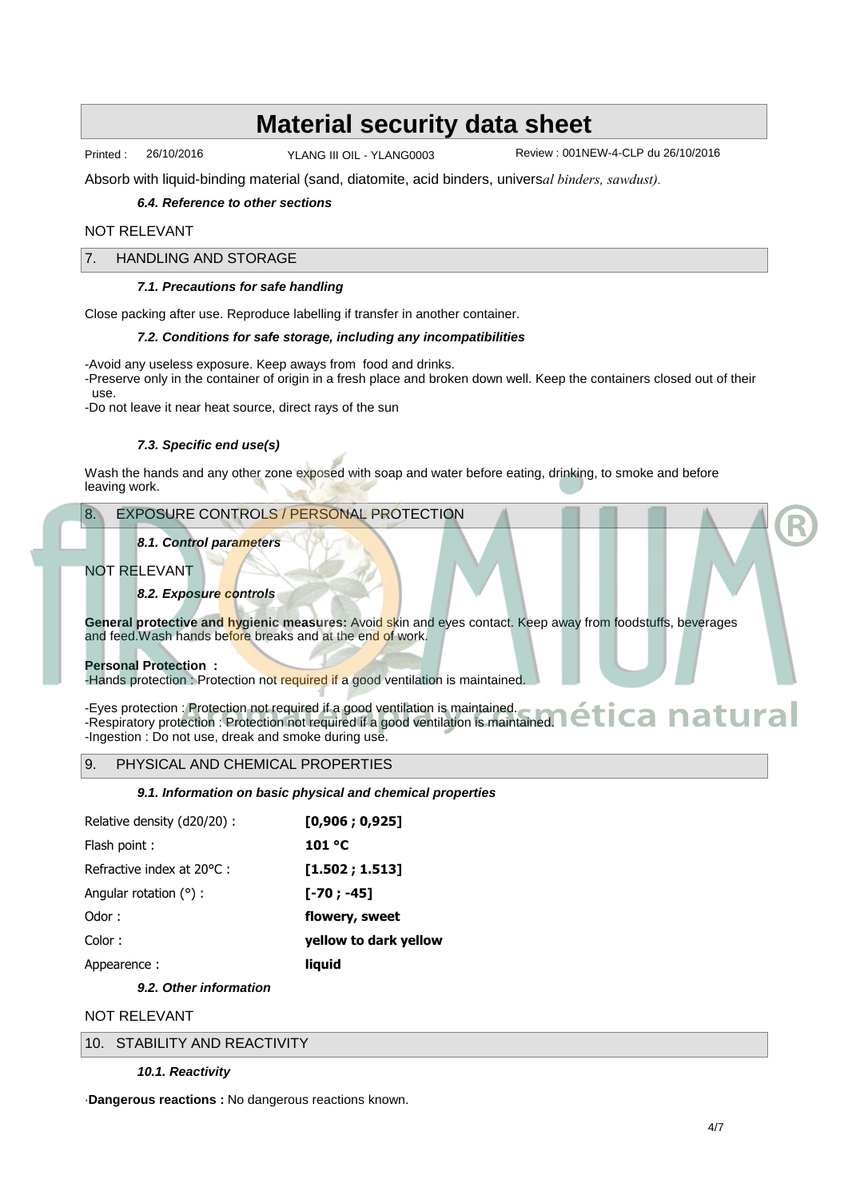Absorb with liquid-binding material (sand, diatomite, acid binders, universal binders, sawdust).

### 6.4. Reference to other sections

NOT RELEVANT

## 7. HANDLING AND STORAGE

### 7.1. Precautions for safe handling

Close packing after use. Reproduce labelling if transfer in another container.

### 7.2. Conditions for safe storage, including any incompatibilities

-Avoid any useless exposure. Keep aways from food and drinks.
-Preserve only in the container of origin in a fresh place and broken down well. Keep the containers closed out of their use.
-Do not leave it near heat source, direct rays of the sun

### 7.3. Specific end use(s)

Wash the hands and any other zone exposed with soap and water before eating, drinking, to smoke and before leaving work.

## 8. EXPOSURE CONTROLS / PERSONAL PROTECTION

### 8.1. Control parameters

NOT RELEVANT

### 8.2. Exposure controls

**General protective and hygienic measures:** Avoid skin and eyes contact. Keep away from foodstuffs, beverages and feed.Wash hands before breaks and at the end of work.

**Personal Protection :**
-Hands protection : Protection not required if a good ventilation is maintained.

-Eyes protection : Protection not required if a good ventilation is maintained.
-Respiratory protection : Protection not required if a good ventilation is maintained.
-Ingestion : Do not use, dreak and smoke during use.

## 9. PHYSICAL AND CHEMICAL PROPERTIES

### 9.1. Information on basic physical and chemical properties

| | |
|---|---|
| Relative density (d20/20) : | **[0,906 ; 0,925]** |
| Flash point : | **101 °C** |
| Refractive index at 20°C : | **[1.502 ; 1.513]** |
| Angular rotation (°) : | **[-70 ; -45]** |
| Odor : | **flowery, sweet** |
| Color : | **yellow to dark yellow** |
| Appearence : | **liquid** |

### 9.2. Other information

NOT RELEVANT

## 10. STABILITY AND REACTIVITY

### 10.1. Reactivity

·**Dangerous reactions :** No dangerous reactions known.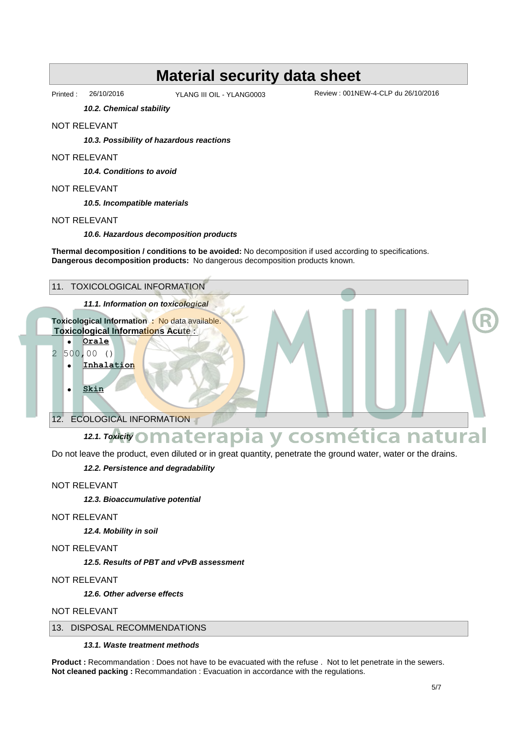*10.2. Chemical stability*

NOT RELEVANT

*10.3. Possibility of hazardous reactions*

NOT RELEVANT

*10.4. Conditions to avoid*

NOT RELEVANT

*10.5. Incompatible materials*

NOT RELEVANT

*10.6. Hazardous decomposition products*

**Thermal decomposition / conditions to be avoided:** No decomposition if used according to specifications.
**Dangerous decomposition products:** No dangerous decomposition products known.

## 11. TOXICOLOGICAL INFORMATION

*11.1. Information on toxicological*

**Toxicological Information :** No data available.
**Toxicological Informations Acute :**

- **Orale**

2 500,00 ()

- **Inhalation**
- **Skin**

## 12. ECOLOGICAL INFORMATION

*12.1. Toxicity*

Do not leave the product, even diluted or in great quantity, penetrate the ground water, water or the drains.

*12.2. Persistence and degradability*

NOT RELEVANT

*12.3. Bioaccumulative potential*

NOT RELEVANT

*12.4. Mobility in soil*

NOT RELEVANT

*12.5. Results of PBT and vPvB assessment*

NOT RELEVANT

*12.6. Other adverse effects*

NOT RELEVANT

## 13. DISPOSAL RECOMMENDATIONS

*13.1. Waste treatment methods*

**Product :** Recommandation : Does not have to be evacuated with the refuse . Not to let penetrate in the sewers.
**Not cleaned packing :** Recommandation : Evacuation in accordance with the regulations.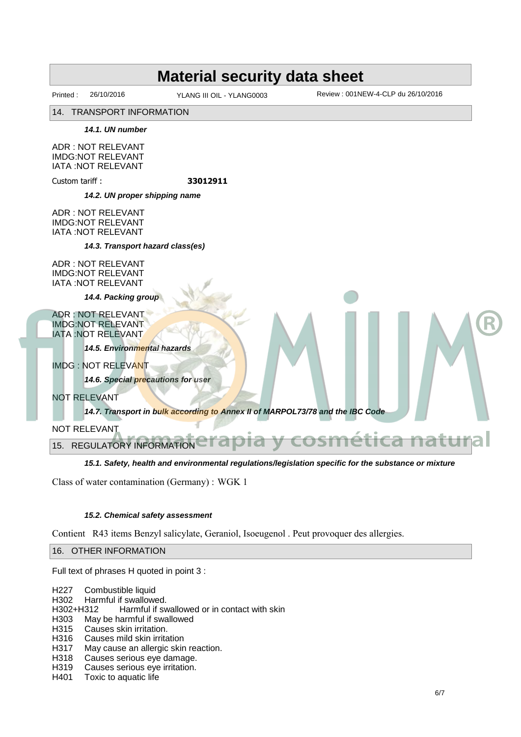## 14. TRANSPORT INFORMATION

***14.1. UN number***

ADR : NOT RELEVANT
IMDG:NOT RELEVANT
IATA :NOT RELEVANT

Custom tariff : **33012911**

***14.2. UN proper shipping name***

ADR : NOT RELEVANT
IMDG:NOT RELEVANT
IATA :NOT RELEVANT

***14.3. Transport hazard class(es)***

ADR : NOT RELEVANT
IMDG:NOT RELEVANT
IATA :NOT RELEVANT

***14.4. Packing group***

ADR : NOT RELEVANT
IMDG:NOT RELEVANT
IATA :NOT RELEVANT

***14.5. Environmental hazards***

IMDG : NOT RELEVANT

***14.6. Special precautions for user***

NOT RELEVANT

***14.7. Transport in bulk according to Annex II of MARPOL73/78 and the IBC Code***

NOT RELEVANT

## 15. REGULATORY INFORMATION

***15.1. Safety, health and environmental regulations/legislation specific for the substance or mixture***

Class of water contamination (Germany) : WGK 1

***15.2. Chemical safety assessment***

Contient R43 items Benzyl salicylate, Geraniol, Isoeugenol . Peut provoquer des allergies.

## 16. OTHER INFORMATION

Full text of phrases H quoted in point 3 :

H227 Combustible liquid
H302 Harmful if swallowed.
H302+H312 Harmful if swallowed or in contact with skin
H303 May be harmful if swallowed
H315 Causes skin irritation.
H316 Causes mild skin irritation
H317 May cause an allergic skin reaction.
H318 Causes serious eye damage.
H319 Causes serious eye irritation.
H401 Toxic to aquatic life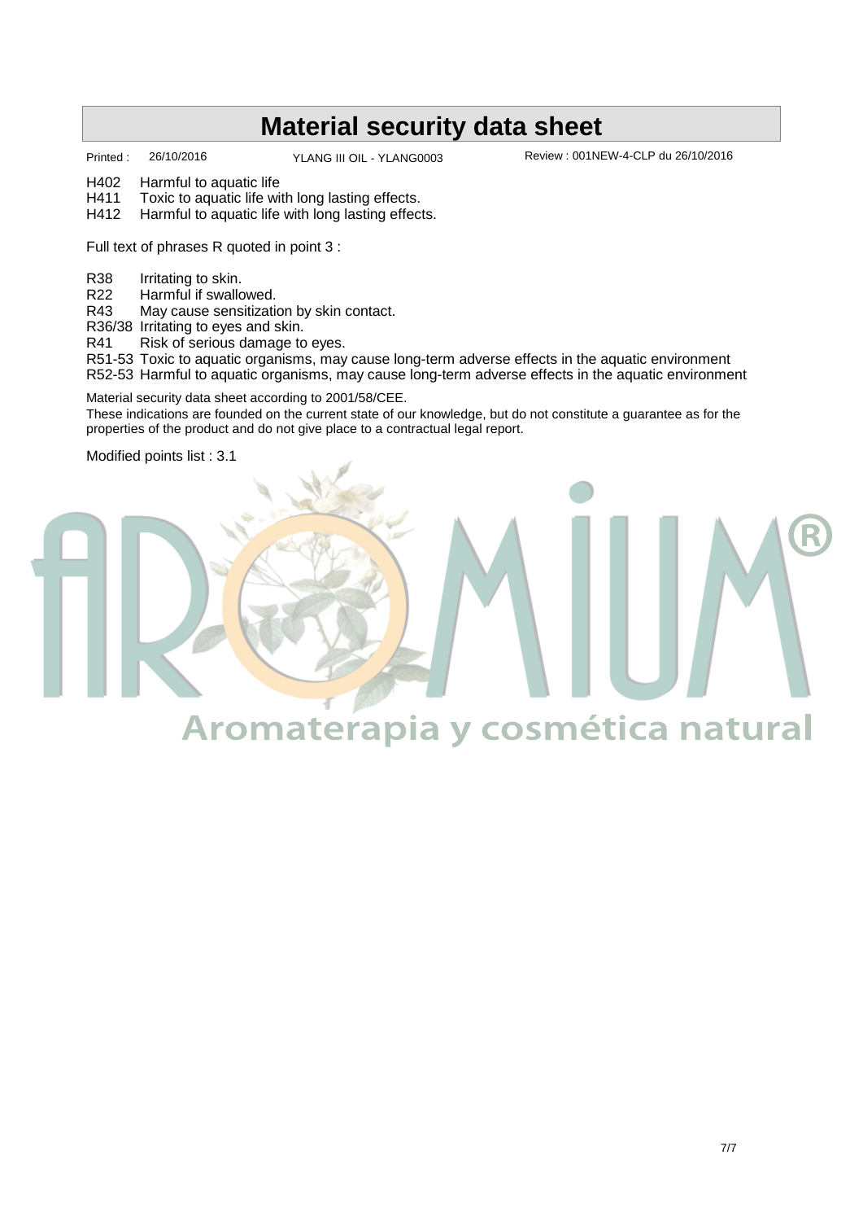H402 Harmful to aquatic life
H411 Toxic to aquatic life with long lasting effects.
H412 Harmful to aquatic life with long lasting effects.

Full text of phrases R quoted in point 3 :

R38 Irritating to skin.
R22 Harmful if swallowed.
R43 May cause sensitization by skin contact.
R36/38 Irritating to eyes and skin.
R41 Risk of serious damage to eyes.
R51-53 Toxic to aquatic organisms, may cause long-term adverse effects in the aquatic environment
R52-53 Harmful to aquatic organisms, may cause long-term adverse effects in the aquatic environment

Material security data sheet according to 2001/58/CEE.
These indications are founded on the current state of our knowledge, but do not constitute a guarantee as for the properties of the product and do not give place to a contractual legal report.

Modified points list : 3.1

AROMIUM®
Aromaterapia y cosmética natural